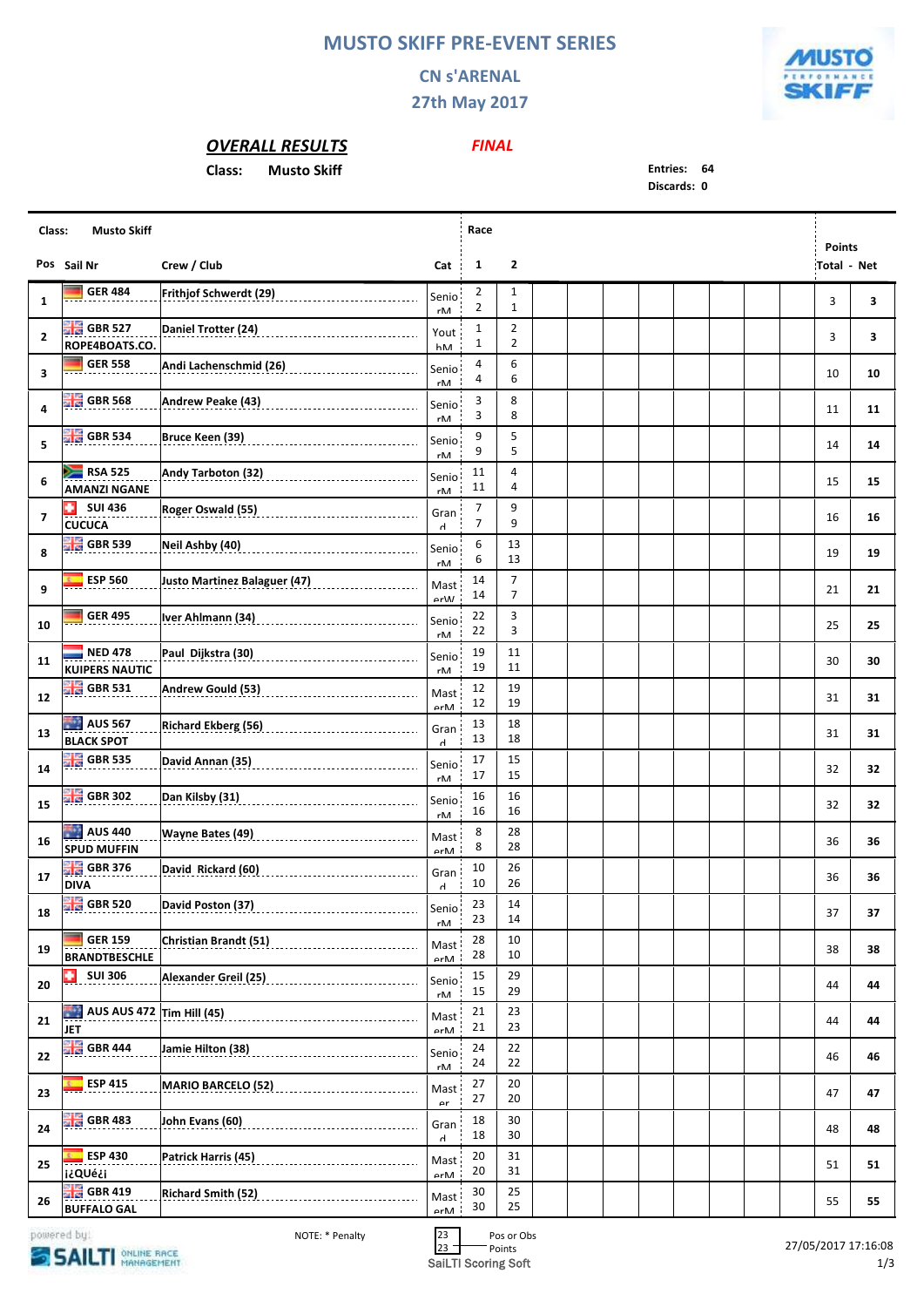# MUSTO SKIFF PRE-EVENT SERIES

## CN s'ARENAL

## 27th May 2017

### OVERALL RESULTS

*FINAL*

**Class:** Musto Skiff

**Entries:** 64
**Discards:** 0

| Pos | Sail Nr | Crew / Club | Cat | Race 1 | Race 2 | Points Total | Net |
|---|---|---|---|---|---|---|---|
| 1 | GER 484 | Frithjof Schwerdt (29) | SeniorM | 2 / 2 | 1 / 1 | 3 | 3 |
| 2 | GBR 527 ROPE4BOATS.CO. | Daniel Trotter (24) | YouthM | 1 / 1 | 2 / 2 | 3 | 3 |
| 3 | GER 558 | Andi Lachenschmid (26) | SeniorM | 4 / 4 | 6 / 6 | 10 | 10 |
| 4 | GBR 568 | Andrew Peake (43) | SeniorM | 3 / 3 | 8 / 8 | 11 | 11 |
| 5 | GBR 534 | Bruce Keen (39) | SeniorM | 9 / 9 | 5 / 5 | 14 | 14 |
| 6 | RSA 525 AMANZI NGANE | Andy Tarboton (32) | SeniorM | 11 / 11 | 4 / 4 | 15 | 15 |
| 7 | SUI 436 CUCUCA | Roger Oswald (55) | Grand | 7 / 7 | 9 / 9 | 16 | 16 |
| 8 | GBR 539 | Neil Ashby (40) | SeniorM | 6 / 6 | 13 / 13 | 19 | 19 |
| 9 | ESP 560 | Justo Martinez Balaguer (47) | MasterW | 14 / 14 | 7 / 7 | 21 | 21 |
| 10 | GER 495 | Iver Ahlmann (34) | SeniorM | 22 / 22 | 3 / 3 | 25 | 25 |
| 11 | NED 478 KUIPERS NAUTIC | Paul Dijkstra (30) | SeniorM | 19 / 19 | 11 / 11 | 30 | 30 |
| 12 | GBR 531 | Andrew Gould (53) | MasterM | 12 / 12 | 19 / 19 | 31 | 31 |
| 13 | AUS 567 BLACK SPOT | Richard Ekberg (56) | Grand | 13 / 13 | 18 / 18 | 31 | 31 |
| 14 | GBR 535 | David Annan (35) | SeniorM | 17 / 17 | 15 / 15 | 32 | 32 |
| 15 | GBR 302 | Dan Kilsby (31) | SeniorM | 16 / 16 | 16 / 16 | 32 | 32 |
| 16 | AUS 440 SPUD MUFFIN | Wayne Bates (49) | MasterM | 8 / 8 | 28 / 28 | 36 | 36 |
| 17 | GBR 376 DIVA | David Rickard (60) | Grand | 10 / 10 | 26 / 26 | 36 | 36 |
| 18 | GBR 520 | David Poston (37) | SeniorM | 23 / 23 | 14 / 14 | 37 | 37 |
| 19 | GER 159 BRANDTBESCHLE | Christian Brandt (51) | MasterM | 28 / 28 | 10 / 10 | 38 | 38 |
| 20 | SUI 306 | Alexander Greil (25) | SeniorM | 15 / 15 | 29 / 29 | 44 | 44 |
| 21 | AUS AUS 472 JET | Tim Hill (45) | MasterM | 21 / 21 | 23 / 23 | 44 | 44 |
| 22 | GBR 444 | Jamie Hilton (38) | SeniorM | 24 / 24 | 22 / 22 | 46 | 46 |
| 23 | ESP 415 | MARIO BARCELO (52) | Master | 27 / 27 | 20 / 20 | 47 | 47 |
| 24 | GBR 483 | John Evans (60) | Grand | 18 / 18 | 30 / 30 | 48 | 48 |
| 25 | ESP 430 ¡¿QUé¿ | Patrick Harris (45) | MasterM | 20 / 20 | 31 / 31 | 51 | 51 |
| 26 | GBR 419 BUFFALO GAL | Richard Smith (52) | MasterM | 30 / 30 | 25 / 25 | 55 | 55 |

NOTE: * Penalty

Legend: upper value = Pos or Obs; lower value = Points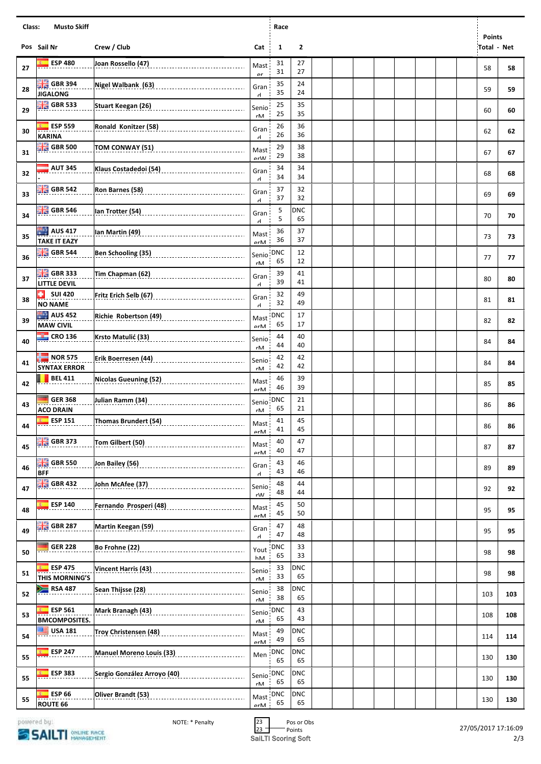**Class:** Musto Skiff

| Pos | Sail Nr | Crew / Club | Cat | Race 1 | Race 2 | | | | | | | | | Points Total | Net |
|---|---|---|---|---|---|---|---|---|---|---|---|---|---|---|---|
| 27 | ESP 480 | Joan Rossello (47) | Master | 31<br>31 | 27<br>27 | | | | | | | | | 58 | **58** |
| 28 | GBR 394<br>JIGALONG | Nigel Walbank (63) | Grand | 35<br>35 | 24<br>24 | | | | | | | | | 59 | **59** |
| 29 | GBR 533 | Stuart Keegan (26) | SeniorM | 25<br>25 | 35<br>35 | | | | | | | | | 60 | **60** |
| 30 | ESP 559<br>KARINA | Ronald Konitzer (58) | Grand | 26<br>26 | 36<br>36 | | | | | | | | | 62 | **62** |
| 31 | GBR 500 | TOM CONWAY (51) | MasterW | 29<br>29 | 38<br>38 | | | | | | | | | 67 | **67** |
| 32 | AUT 345<br>- | Klaus Costadedoi (54) | Grand | 34<br>34 | 34<br>34 | | | | | | | | | 68 | **68** |
| 33 | GBR 542 | Ron Barnes (58) | Grand | 37<br>37 | 32<br>32 | | | | | | | | | 69 | **69** |
| 34 | GBR 546 | Ian Trotter (54) | Grand | 5<br>5 | DNC<br>65 | | | | | | | | | 70 | **70** |
| 35 | AUS 417<br>TAKE IT EAZY | Ian Martin (49) | MasterM | 36<br>36 | 37<br>37 | | | | | | | | | 73 | **73** |
| 36 | GBR 544 | Ben Schooling (35) | SeniorM | DNC<br>65 | 12<br>12 | | | | | | | | | 77 | **77** |
| 37 | GBR 333<br>LITTLE DEVIL | Tim Chapman (62) | Grand | 39<br>39 | 41<br>41 | | | | | | | | | 80 | **80** |
| 38 | SUI 420<br>NO NAME | Fritz Erich Selb (67) | Grand | 32<br>32 | 49<br>49 | | | | | | | | | 81 | **81** |
| 39 | AUS 452<br>MAW CIVIL | Richie Robertson (49) | MasterM | DNC<br>65 | 17<br>17 | | | | | | | | | 82 | **82** |
| 40 | CRO 136 | Krsto Matulić (33) | SeniorM | 44<br>44 | 40<br>40 | | | | | | | | | 84 | **84** |
| 41 | NOR 575<br>SYNTAX ERROR | Erik Boerresen (44) | SeniorM | 42<br>42 | 42<br>42 | | | | | | | | | 84 | **84** |
| 42 | BEL 411 | Nicolas Gueuning (52) | MasterM | 46<br>46 | 39<br>39 | | | | | | | | | 85 | **85** |
| 43 | GER 368<br>ACO DRAIN | Julian Ramm (34) | SeniorM | DNC<br>65 | 21<br>21 | | | | | | | | | 86 | **86** |
| 44 | ESP 151 | Thomas Brundert (54) | MasterM | 41<br>41 | 45<br>45 | | | | | | | | | 86 | **86** |
| 45 | GBR 373 | Tom Gilbert (50) | MasterM | 40<br>40 | 47<br>47 | | | | | | | | | 87 | **87** |
| 46 | GBR 550<br>BFF | Jon Bailey (56) | Grand | 43<br>43 | 46<br>46 | | | | | | | | | 89 | **89** |
| 47 | GBR 432 | John McAfee (37) | SeniorW | 48<br>48 | 44<br>44 | | | | | | | | | 92 | **92** |
| 48 | ESP 140 | Fernando Prosperi (48) | MasterM | 45<br>45 | 50<br>50 | | | | | | | | | 95 | **95** |
| 49 | GBR 287 | Martin Keegan (59) | Grand | 47<br>47 | 48<br>48 | | | | | | | | | 95 | **95** |
| 50 | GER 228 | Bo Frohne (22) | YouthM | DNC<br>65 | 33<br>33 | | | | | | | | | 98 | **98** |
| 51 | ESP 475<br>THIS MORNING'S | Vincent Harris (43) | SeniorM | 33<br>33 | DNC<br>65 | | | | | | | | | 98 | **98** |
| 52 | RSA 487 | Sean Thijsse (28) | SeniorM | 38<br>38 | DNC<br>65 | | | | | | | | | 103 | **103** |
| 53 | ESP 561<br>BMCOMPOSITES. | Mark Branagh (43) | SeniorM | DNC<br>65 | 43<br>43 | | | | | | | | | 108 | **108** |
| 54 | USA 181 | Troy Christensen (48) | MasterM | 49<br>49 | DNC<br>65 | | | | | | | | | 114 | **114** |
| 55 | ESP 247 | Manuel Moreno Louis (33) | Men | DNC<br>65 | DNC<br>65 | | | | | | | | | 130 | **130** |
| 55 | ESP 383 | Sergio González Arroyo (40) | SeniorM | DNC<br>65 | DNC<br>65 | | | | | | | | | 130 | **130** |
| 55 | ESP 66<br>ROUTE 66 | Oliver Brandt (53) | MasterM | DNC<br>65 | DNC<br>65 | | | | | | | | | 130 | **130** |

NOTE: * Penalty

23 — Pos or Obs
23 — Points

SailTI Scoring Soft

27/05/2017 17:16:09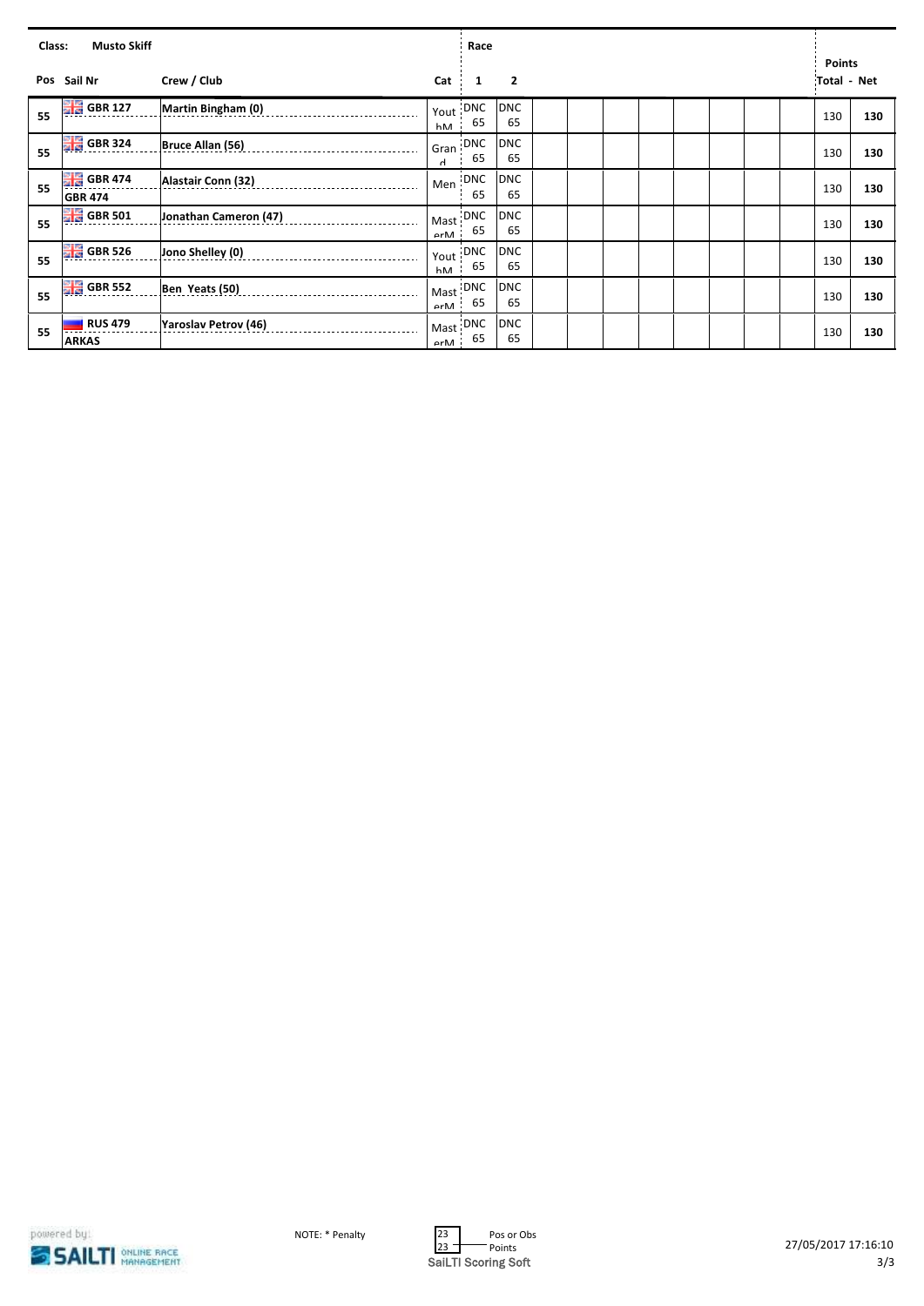Class: **Musto Skiff**

| Pos | Sail Nr | Crew / Club | Cat | Race 1 | Race 2 | | | | | | | | | Points Total | Net |
|---|---|---|---|---|---|---|---|---|---|---|---|---|---|---|---|
| 55 | GBR 127 | Martin Bingham (0) | YouthM | DNC 65 | DNC 65 | | | | | | | | | 130 | **130** |
| 55 | GBR 324 | Bruce Allan (56) | Grand | DNC 65 | DNC 65 | | | | | | | | | 130 | **130** |
| 55 | GBR 474 GBR 474 | Alastair Conn (32) | Men | DNC 65 | DNC 65 | | | | | | | | | 130 | **130** |
| 55 | GBR 501 | Jonathan Cameron (47) | MasterM | DNC 65 | DNC 65 | | | | | | | | | 130 | **130** |
| 55 | GBR 526 | Jono Shelley (0) | YouthM | DNC 65 | DNC 65 | | | | | | | | | 130 | **130** |
| 55 | GBR 552 | Ben Yeats (50) | MasterM | DNC 65 | DNC 65 | | | | | | | | | 130 | **130** |
| 55 | RUS 479 ARKAS | Yaroslav Petrov (46) | MasterM | DNC 65 | DNC 65 | | | | | | | | | 130 | **130** |

powered by: SAILTI ONLINE RACE MANAGEMENT

NOTE: * Penalty — 23 Pos or Obs / 23 Points

SaiLTI Scoring Soft

27/05/2017 17:16:10